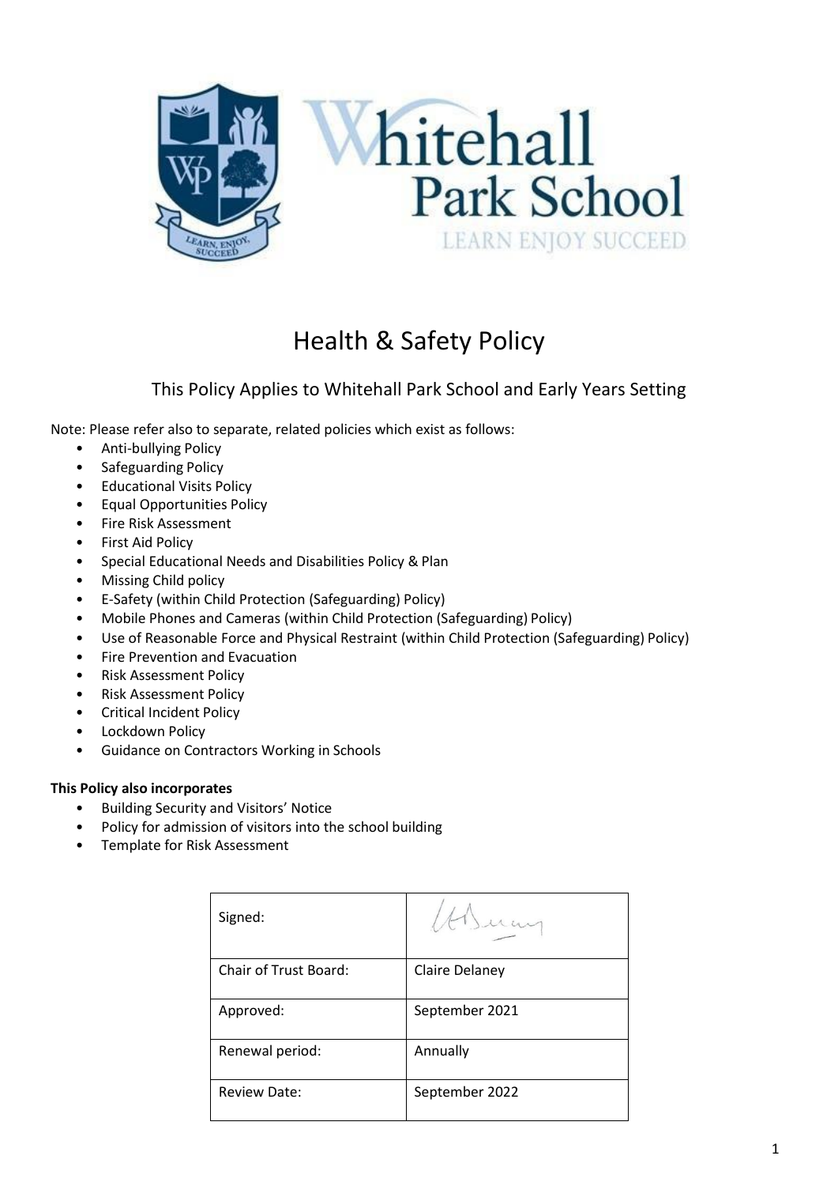# Health & Safety Policy

## This Policy Applies to Whitehall Park School and Early Years Setting

Note: Please refer also to separate, related policies which exist as follows:

- Anti-bullying Policy
- Safeguarding Policy
- Educational Visits Policy
- Equal Opportunities Policy
- Fire Risk Assessment
- First Aid Policy
- Special Educational Needs and Disabilities Policy & Plan
- Missing Child policy
- E-Safety (within Child Protection (Safeguarding) Policy)
- Mobile Phones and Cameras (within Child Protection (Safeguarding) Policy)
- Use of Reasonable Force and Physical Restraint (within Child Protection (Safeguarding) Policy)
- Fire Prevention and Evacuation
- Risk Assessment Policy
- Risk Assessment Policy
- Critical Incident Policy
- Lockdown Policy
- Guidance on Contractors Working in Schools

**This Policy also incorporates**

- Building Security and Visitors' Notice
- Policy for admission of visitors into the school building
- Template for Risk Assessment

| Signed: | |
|---|---|
| Chair of Trust Board: | Claire Delaney |
| Approved: | September 2021 |
| Renewal period: | Annually |
| Review Date: | September 2022 |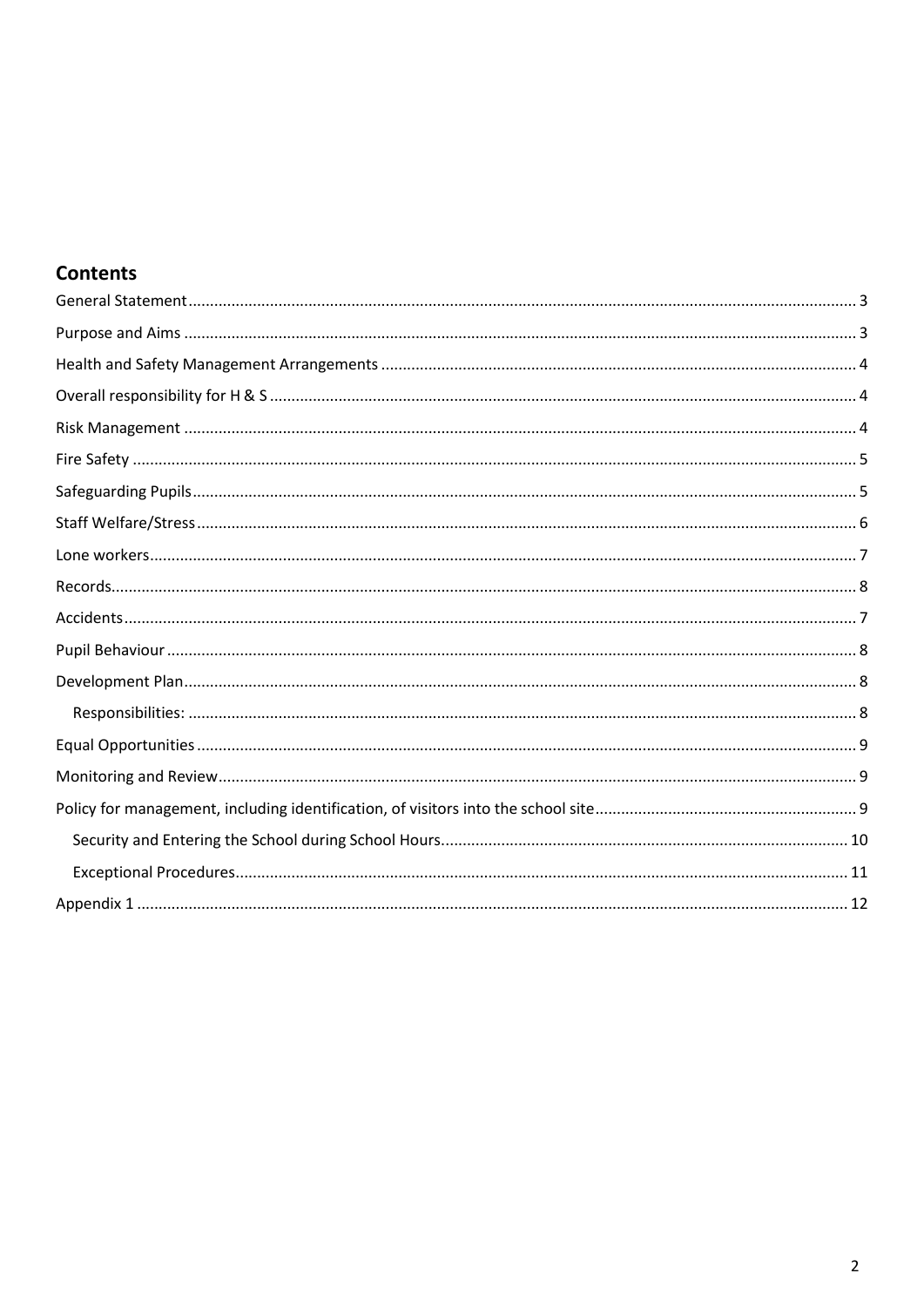## Contents

- General Statement ........ 3
- Purpose and Aims ........ 3
- Health and Safety Management Arrangements ........ 4
- Overall responsibility for H & S ........ 4
- Risk Management ........ 4
- Fire Safety ........ 5
- Safeguarding Pupils ........ 5
- Staff Welfare/Stress ........ 6
- Lone workers ........ 7
- Records ........ 8
- Accidents ........ 7
- Pupil Behaviour ........ 8
- Development Plan ........ 8
  - Responsibilities: ........ 8
- Equal Opportunities ........ 9
- Monitoring and Review ........ 9
- Policy for management, including identification, of visitors into the school site ........ 9
  - Security and Entering the School during School Hours ........ 10
  - Exceptional Procedures ........ 11
- Appendix 1 ........ 12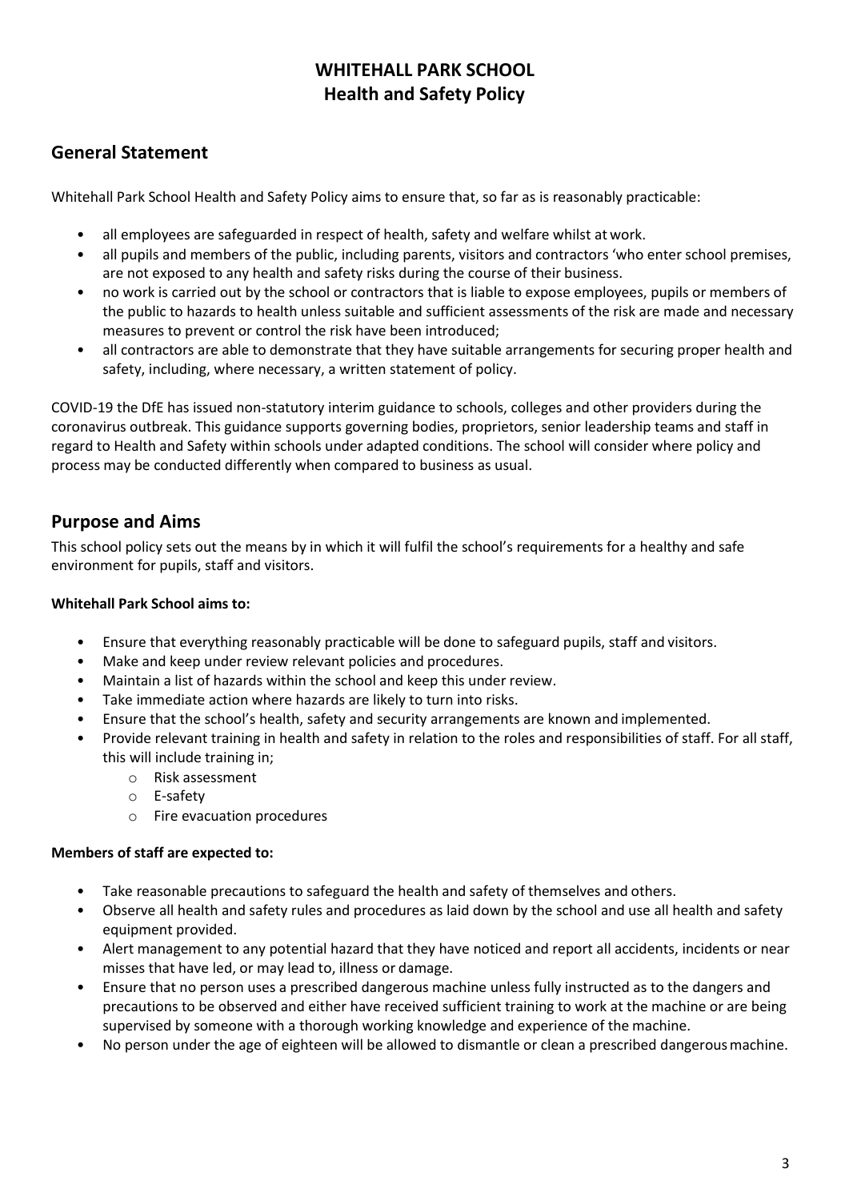# WHITEHALL PARK SCHOOL
# Health and Safety Policy

## General Statement

Whitehall Park School Health and Safety Policy aims to ensure that, so far as is reasonably practicable:

- all employees are safeguarded in respect of health, safety and welfare whilst at work.
- all pupils and members of the public, including parents, visitors and contractors 'who enter school premises, are not exposed to any health and safety risks during the course of their business.
- no work is carried out by the school or contractors that is liable to expose employees, pupils or members of the public to hazards to health unless suitable and sufficient assessments of the risk are made and necessary measures to prevent or control the risk have been introduced;
- all contractors are able to demonstrate that they have suitable arrangements for securing proper health and safety, including, where necessary, a written statement of policy.

COVID-19 the DfE has issued non-statutory interim guidance to schools, colleges and other providers during the coronavirus outbreak. This guidance supports governing bodies, proprietors, senior leadership teams and staff in regard to Health and Safety within schools under adapted conditions. The school will consider where policy and process may be conducted differently when compared to business as usual.

## Purpose and Aims

This school policy sets out the means by in which it will fulfil the school's requirements for a healthy and safe environment for pupils, staff and visitors.

**Whitehall Park School aims to:**

- Ensure that everything reasonably practicable will be done to safeguard pupils, staff and visitors.
- Make and keep under review relevant policies and procedures.
- Maintain a list of hazards within the school and keep this under review.
- Take immediate action where hazards are likely to turn into risks.
- Ensure that the school's health, safety and security arrangements are known and implemented.
- Provide relevant training in health and safety in relation to the roles and responsibilities of staff. For all staff, this will include training in;
  - Risk assessment
  - E-safety
  - Fire evacuation procedures

**Members of staff are expected to:**

- Take reasonable precautions to safeguard the health and safety of themselves and others.
- Observe all health and safety rules and procedures as laid down by the school and use all health and safety equipment provided.
- Alert management to any potential hazard that they have noticed and report all accidents, incidents or near misses that have led, or may lead to, illness or damage.
- Ensure that no person uses a prescribed dangerous machine unless fully instructed as to the dangers and precautions to be observed and either have received sufficient training to work at the machine or are being supervised by someone with a thorough working knowledge and experience of the machine.
- No person under the age of eighteen will be allowed to dismantle or clean a prescribed dangerous machine.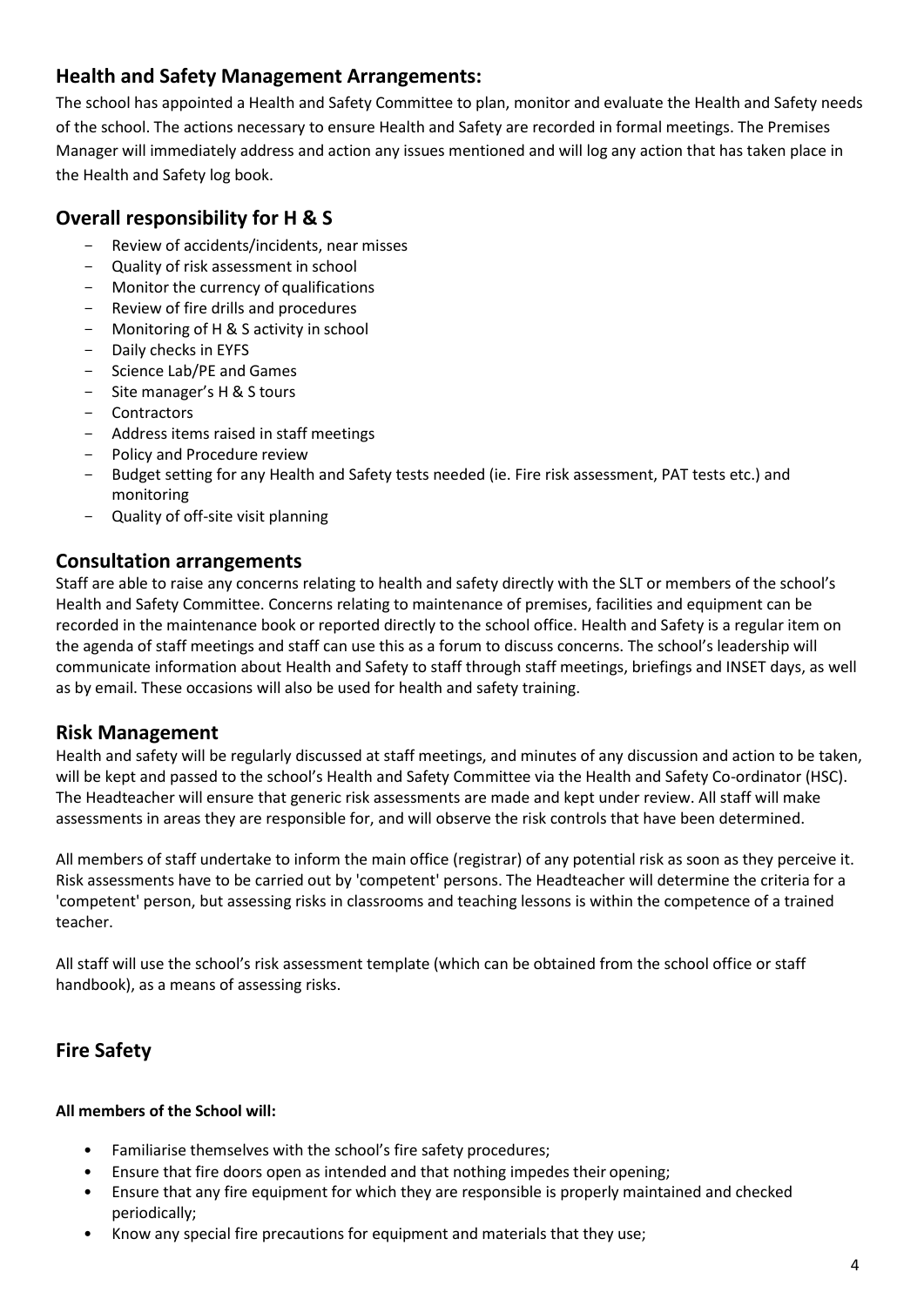## Health and Safety Management Arrangements:

The school has appointed a Health and Safety Committee to plan, monitor and evaluate the Health and Safety needs of the school. The actions necessary to ensure Health and Safety are recorded in formal meetings. The Premises Manager will immediately address and action any issues mentioned and will log any action that has taken place in the Health and Safety log book.

## Overall responsibility for H & S

- Review of accidents/incidents, near misses
- Quality of risk assessment in school
- Monitor the currency of qualifications
- Review of fire drills and procedures
- Monitoring of H & S activity in school
- Daily checks in EYFS
- Science Lab/PE and Games
- Site manager's H & S tours
- Contractors
- Address items raised in staff meetings
- Policy and Procedure review
- Budget setting for any Health and Safety tests needed (ie. Fire risk assessment, PAT tests etc.) and monitoring
- Quality of off-site visit planning

## Consultation arrangements

Staff are able to raise any concerns relating to health and safety directly with the SLT or members of the school's Health and Safety Committee. Concerns relating to maintenance of premises, facilities and equipment can be recorded in the maintenance book or reported directly to the school office. Health and Safety is a regular item on the agenda of staff meetings and staff can use this as a forum to discuss concerns. The school's leadership will communicate information about Health and Safety to staff through staff meetings, briefings and INSET days, as well as by email. These occasions will also be used for health and safety training.

## Risk Management

Health and safety will be regularly discussed at staff meetings, and minutes of any discussion and action to be taken, will be kept and passed to the school's Health and Safety Committee via the Health and Safety Co-ordinator (HSC). The Headteacher will ensure that generic risk assessments are made and kept under review. All staff will make assessments in areas they are responsible for, and will observe the risk controls that have been determined.

All members of staff undertake to inform the main office (registrar) of any potential risk as soon as they perceive it. Risk assessments have to be carried out by 'competent' persons. The Headteacher will determine the criteria for a 'competent' person, but assessing risks in classrooms and teaching lessons is within the competence of a trained teacher.

All staff will use the school's risk assessment template (which can be obtained from the school office or staff handbook), as a means of assessing risks.

## Fire Safety

**All members of the School will:**

- Familiarise themselves with the school's fire safety procedures;
- Ensure that fire doors open as intended and that nothing impedes their opening;
- Ensure that any fire equipment for which they are responsible is properly maintained and checked periodically;
- Know any special fire precautions for equipment and materials that they use;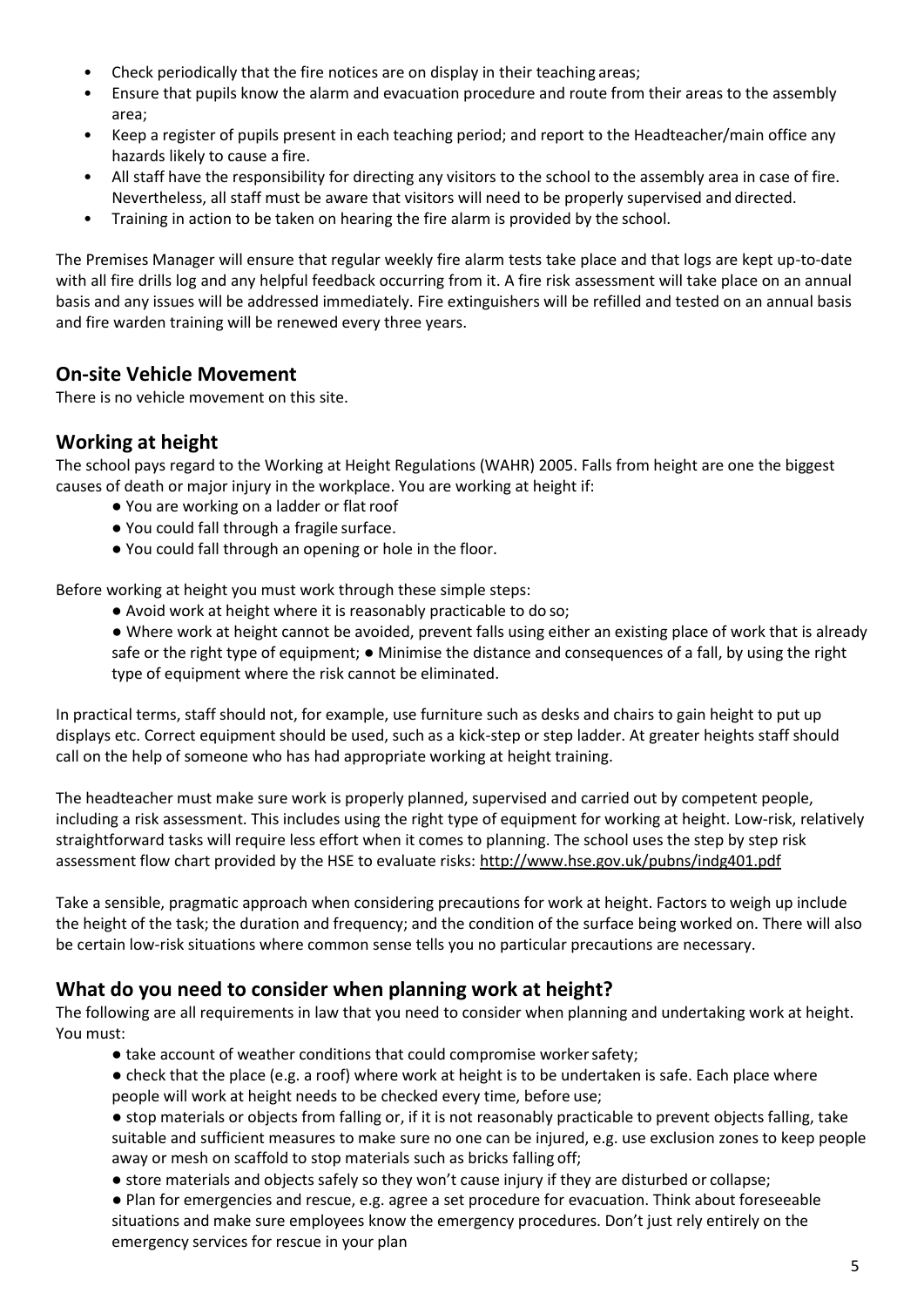- Check periodically that the fire notices are on display in their teaching areas;
- Ensure that pupils know the alarm and evacuation procedure and route from their areas to the assembly area;
- Keep a register of pupils present in each teaching period; and report to the Headteacher/main office any hazards likely to cause a fire.
- All staff have the responsibility for directing any visitors to the school to the assembly area in case of fire. Nevertheless, all staff must be aware that visitors will need to be properly supervised and directed.
- Training in action to be taken on hearing the fire alarm is provided by the school.

The Premises Manager will ensure that regular weekly fire alarm tests take place and that logs are kept up-to-date with all fire drills log and any helpful feedback occurring from it. A fire risk assessment will take place on an annual basis and any issues will be addressed immediately. Fire extinguishers will be refilled and tested on an annual basis and fire warden training will be renewed every three years.

## On-site Vehicle Movement

There is no vehicle movement on this site.

## Working at height

The school pays regard to the Working at Height Regulations (WAHR) 2005. Falls from height are one the biggest causes of death or major injury in the workplace. You are working at height if:

- You are working on a ladder or flat roof
- You could fall through a fragile surface.
- You could fall through an opening or hole in the floor.

Before working at height you must work through these simple steps:

- Avoid work at height where it is reasonably practicable to do so;
- Where work at height cannot be avoided, prevent falls using either an existing place of work that is already safe or the right type of equipment; ● Minimise the distance and consequences of a fall, by using the right type of equipment where the risk cannot be eliminated.

In practical terms, staff should not, for example, use furniture such as desks and chairs to gain height to put up displays etc. Correct equipment should be used, such as a kick-step or step ladder. At greater heights staff should call on the help of someone who has had appropriate working at height training.

The headteacher must make sure work is properly planned, supervised and carried out by competent people, including a risk assessment. This includes using the right type of equipment for working at height. Low-risk, relatively straightforward tasks will require less effort when it comes to planning. The school uses the step by step risk assessment flow chart provided by the HSE to evaluate risks: http://www.hse.gov.uk/pubns/indg401.pdf

Take a sensible, pragmatic approach when considering precautions for work at height. Factors to weigh up include the height of the task; the duration and frequency; and the condition of the surface being worked on. There will also be certain low-risk situations where common sense tells you no particular precautions are necessary.

## What do you need to consider when planning work at height?

The following are all requirements in law that you need to consider when planning and undertaking work at height. You must:

- take account of weather conditions that could compromise worker safety;
- check that the place (e.g. a roof) where work at height is to be undertaken is safe. Each place where people will work at height needs to be checked every time, before use;
- stop materials or objects from falling or, if it is not reasonably practicable to prevent objects falling, take suitable and sufficient measures to make sure no one can be injured, e.g. use exclusion zones to keep people away or mesh on scaffold to stop materials such as bricks falling off;
- store materials and objects safely so they won't cause injury if they are disturbed or collapse;
- Plan for emergencies and rescue, e.g. agree a set procedure for evacuation. Think about foreseeable situations and make sure employees know the emergency procedures. Don't just rely entirely on the emergency services for rescue in your plan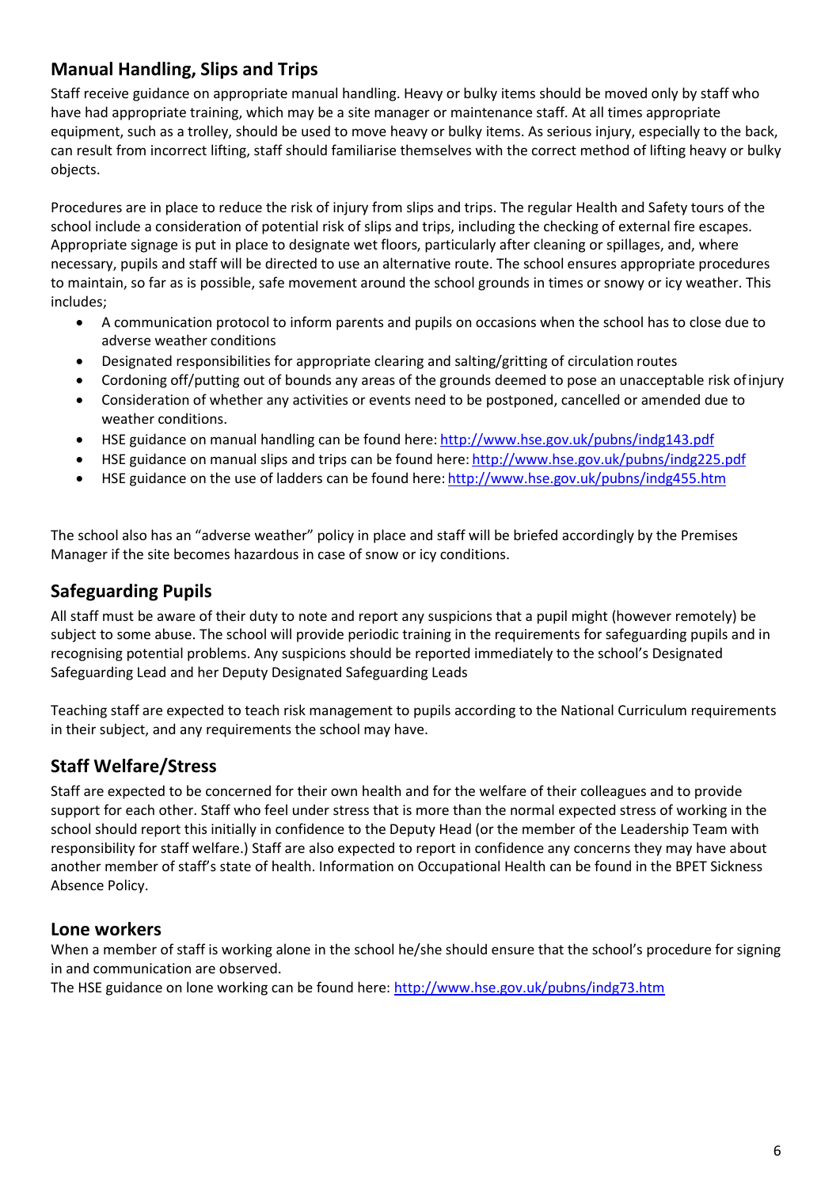## Manual Handling, Slips and Trips

Staff receive guidance on appropriate manual handling. Heavy or bulky items should be moved only by staff who have had appropriate training, which may be a site manager or maintenance staff. At all times appropriate equipment, such as a trolley, should be used to move heavy or bulky items. As serious injury, especially to the back, can result from incorrect lifting, staff should familiarise themselves with the correct method of lifting heavy or bulky objects.

Procedures are in place to reduce the risk of injury from slips and trips. The regular Health and Safety tours of the school include a consideration of potential risk of slips and trips, including the checking of external fire escapes. Appropriate signage is put in place to designate wet floors, particularly after cleaning or spillages, and, where necessary, pupils and staff will be directed to use an alternative route. The school ensures appropriate procedures to maintain, so far as is possible, safe movement around the school grounds in times or snowy or icy weather. This includes;

- A communication protocol to inform parents and pupils on occasions when the school has to close due to adverse weather conditions
- Designated responsibilities for appropriate clearing and salting/gritting of circulation routes
- Cordoning off/putting out of bounds any areas of the grounds deemed to pose an unacceptable risk of injury
- Consideration of whether any activities or events need to be postponed, cancelled or amended due to weather conditions.
- HSE guidance on manual handling can be found here: http://www.hse.gov.uk/pubns/indg143.pdf
- HSE guidance on manual slips and trips can be found here: http://www.hse.gov.uk/pubns/indg225.pdf
- HSE guidance on the use of ladders can be found here: http://www.hse.gov.uk/pubns/indg455.htm

The school also has an "adverse weather" policy in place and staff will be briefed accordingly by the Premises Manager if the site becomes hazardous in case of snow or icy conditions.

## Safeguarding Pupils

All staff must be aware of their duty to note and report any suspicions that a pupil might (however remotely) be subject to some abuse. The school will provide periodic training in the requirements for safeguarding pupils and in recognising potential problems. Any suspicions should be reported immediately to the school's Designated Safeguarding Lead and her Deputy Designated Safeguarding Leads

Teaching staff are expected to teach risk management to pupils according to the National Curriculum requirements in their subject, and any requirements the school may have.

## Staff Welfare/Stress

Staff are expected to be concerned for their own health and for the welfare of their colleagues and to provide support for each other. Staff who feel under stress that is more than the normal expected stress of working in the school should report this initially in confidence to the Deputy Head (or the member of the Leadership Team with responsibility for staff welfare.) Staff are also expected to report in confidence any concerns they may have about another member of staff's state of health. Information on Occupational Health can be found in the BPET Sickness Absence Policy.

## Lone workers

When a member of staff is working alone in the school he/she should ensure that the school's procedure for signing in and communication are observed.

The HSE guidance on lone working can be found here: http://www.hse.gov.uk/pubns/indg73.htm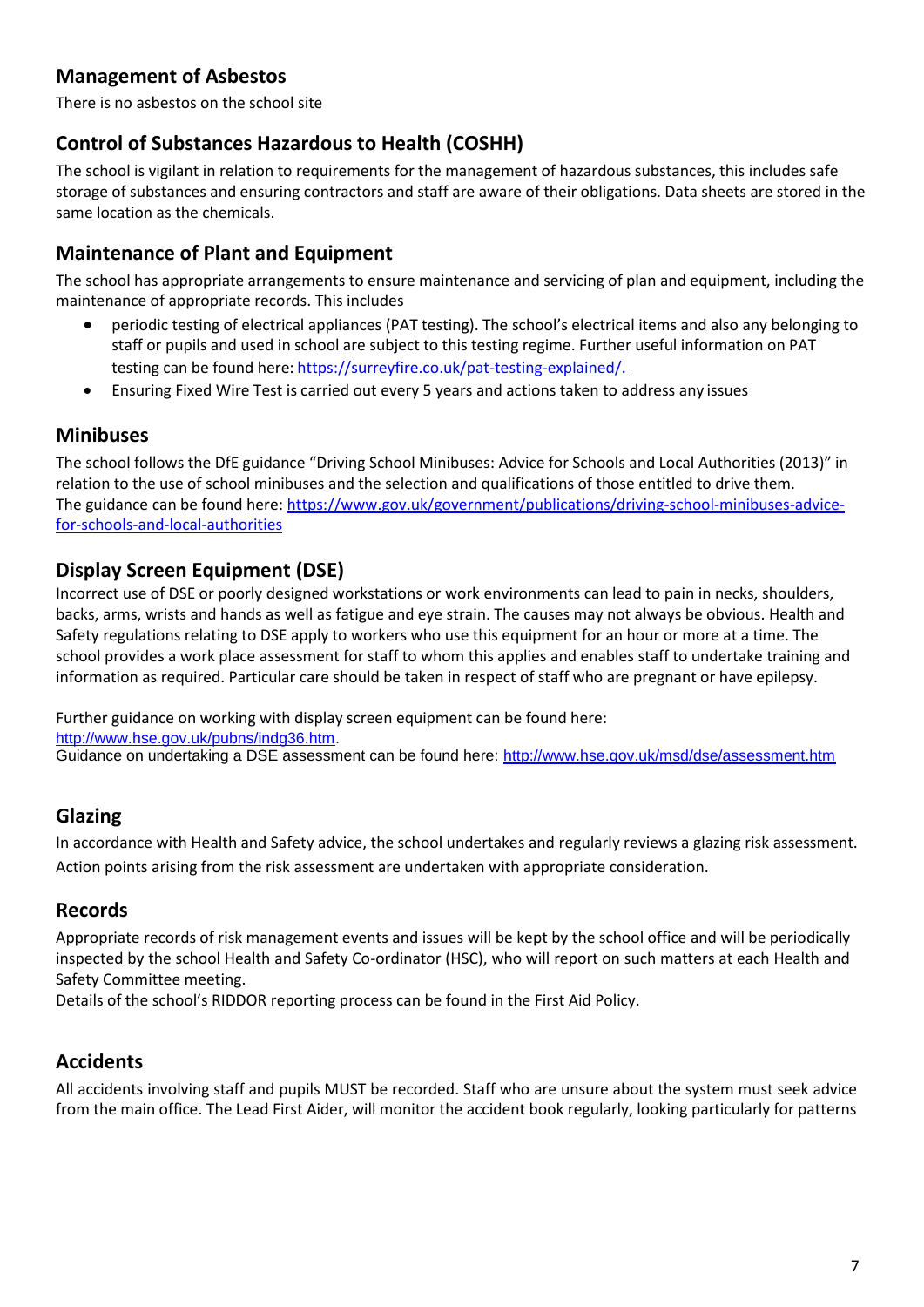## Management of Asbestos

There is no asbestos on the school site

## Control of Substances Hazardous to Health (COSHH)

The school is vigilant in relation to requirements for the management of hazardous substances, this includes safe storage of substances and ensuring contractors and staff are aware of their obligations. Data sheets are stored in the same location as the chemicals.

## Maintenance of Plant and Equipment

The school has appropriate arrangements to ensure maintenance and servicing of plan and equipment, including the maintenance of appropriate records. This includes

- periodic testing of electrical appliances (PAT testing). The school's electrical items and also any belonging to staff or pupils and used in school are subject to this testing regime. Further useful information on PAT testing can be found here: https://surreyfire.co.uk/pat-testing-explained/.
- Ensuring Fixed Wire Test is carried out every 5 years and actions taken to address any issues

## Minibuses

The school follows the DfE guidance "Driving School Minibuses: Advice for Schools and Local Authorities (2013)" in relation to the use of school minibuses and the selection and qualifications of those entitled to drive them.
The guidance can be found here: https://www.gov.uk/government/publications/driving-school-minibuses-advice-for-schools-and-local-authorities

## Display Screen Equipment (DSE)

Incorrect use of DSE or poorly designed workstations or work environments can lead to pain in necks, shoulders, backs, arms, wrists and hands as well as fatigue and eye strain. The causes may not always be obvious. Health and Safety regulations relating to DSE apply to workers who use this equipment for an hour or more at a time. The school provides a work place assessment for staff to whom this applies and enables staff to undertake training and information as required. Particular care should be taken in respect of staff who are pregnant or have epilepsy.

Further guidance on working with display screen equipment can be found here:
http://www.hse.gov.uk/pubns/indg36.htm.
Guidance on undertaking a DSE assessment can be found here: http://www.hse.gov.uk/msd/dse/assessment.htm

## Glazing

In accordance with Health and Safety advice, the school undertakes and regularly reviews a glazing risk assessment. Action points arising from the risk assessment are undertaken with appropriate consideration.

## Records

Appropriate records of risk management events and issues will be kept by the school office and will be periodically inspected by the school Health and Safety Co-ordinator (HSC), who will report on such matters at each Health and Safety Committee meeting.
Details of the school's RIDDOR reporting process can be found in the First Aid Policy.

## Accidents

All accidents involving staff and pupils MUST be recorded. Staff who are unsure about the system must seek advice from the main office. The Lead First Aider, will monitor the accident book regularly, looking particularly for patterns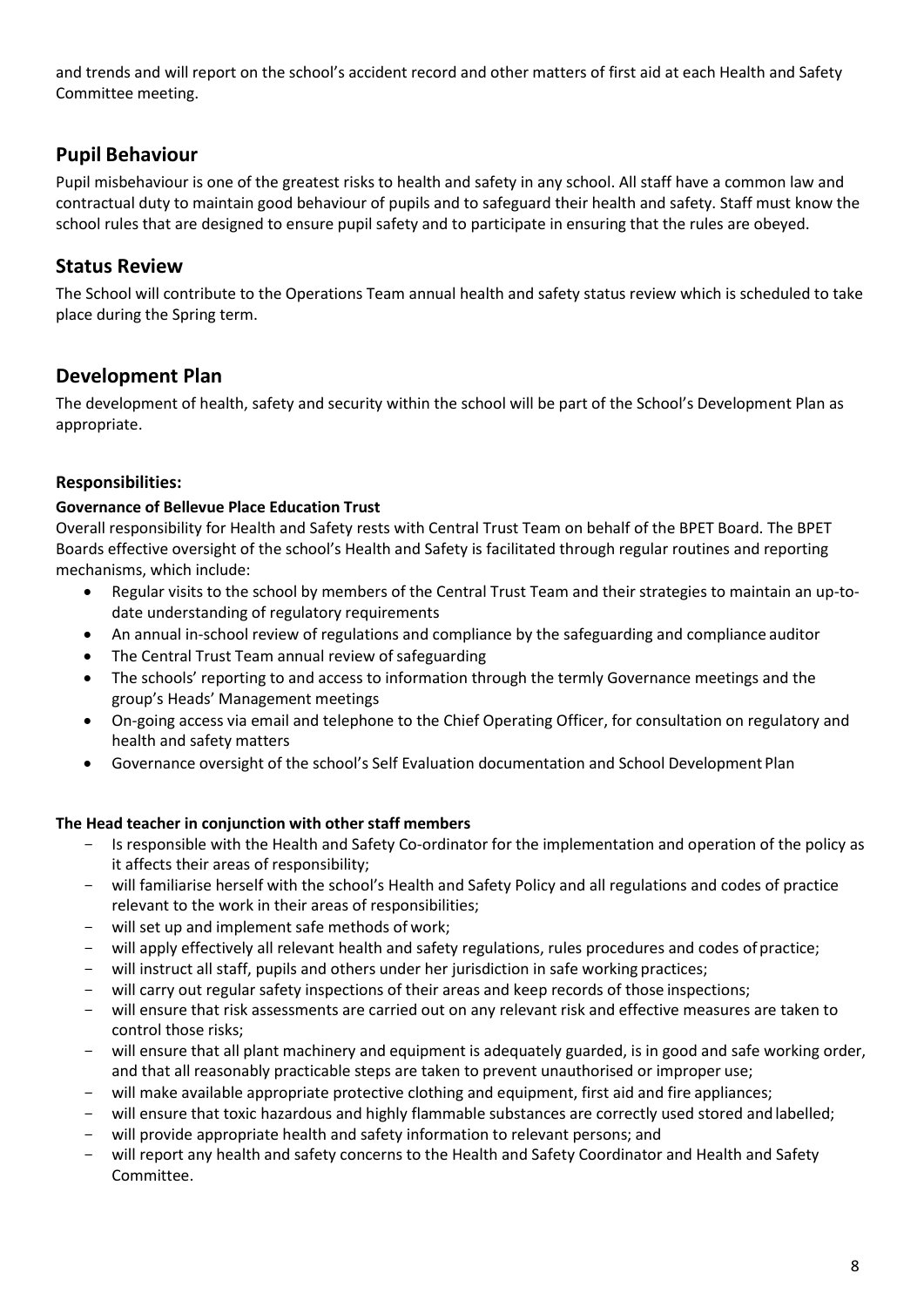and trends and will report on the school's accident record and other matters of first aid at each Health and Safety Committee meeting.

## Pupil Behaviour

Pupil misbehaviour is one of the greatest risks to health and safety in any school. All staff have a common law and contractual duty to maintain good behaviour of pupils and to safeguard their health and safety. Staff must know the school rules that are designed to ensure pupil safety and to participate in ensuring that the rules are obeyed.

## Status Review

The School will contribute to the Operations Team annual health and safety status review which is scheduled to take place during the Spring term.

## Development Plan

The development of health, safety and security within the school will be part of the School's Development Plan as appropriate.

### Responsibilities:

**Governance of Bellevue Place Education Trust**

Overall responsibility for Health and Safety rests with Central Trust Team on behalf of the BPET Board. The BPET Boards effective oversight of the school's Health and Safety is facilitated through regular routines and reporting mechanisms, which include:

- Regular visits to the school by members of the Central Trust Team and their strategies to maintain an up-to-date understanding of regulatory requirements
- An annual in-school review of regulations and compliance by the safeguarding and compliance auditor
- The Central Trust Team annual review of safeguarding
- The schools' reporting to and access to information through the termly Governance meetings and the group's Heads' Management meetings
- On-going access via email and telephone to the Chief Operating Officer, for consultation on regulatory and health and safety matters
- Governance oversight of the school's Self Evaluation documentation and School Development Plan

**The Head teacher in conjunction with other staff members**

- Is responsible with the Health and Safety Co-ordinator for the implementation and operation of the policy as it affects their areas of responsibility;
- will familiarise herself with the school's Health and Safety Policy and all regulations and codes of practice relevant to the work in their areas of responsibilities;
- will set up and implement safe methods of work;
- will apply effectively all relevant health and safety regulations, rules procedures and codes of practice;
- will instruct all staff, pupils and others under her jurisdiction in safe working practices;
- will carry out regular safety inspections of their areas and keep records of those inspections;
- will ensure that risk assessments are carried out on any relevant risk and effective measures are taken to control those risks;
- will ensure that all plant machinery and equipment is adequately guarded, is in good and safe working order, and that all reasonably practicable steps are taken to prevent unauthorised or improper use;
- will make available appropriate protective clothing and equipment, first aid and fire appliances;
- will ensure that toxic hazardous and highly flammable substances are correctly used stored and labelled;
- will provide appropriate health and safety information to relevant persons; and
- will report any health and safety concerns to the Health and Safety Coordinator and Health and Safety Committee.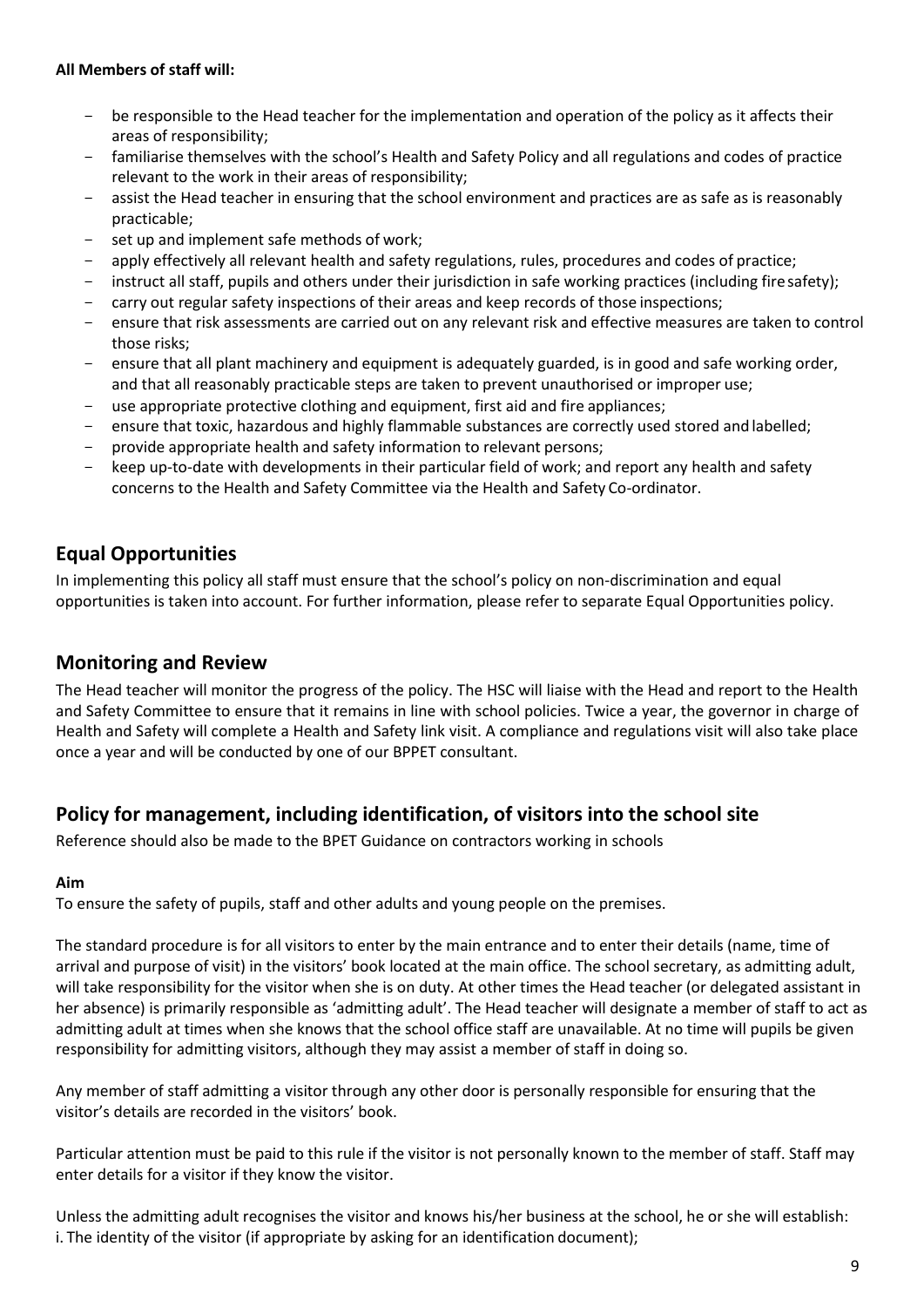**All Members of staff will:**

- be responsible to the Head teacher for the implementation and operation of the policy as it affects their areas of responsibility;
- familiarise themselves with the school's Health and Safety Policy and all regulations and codes of practice relevant to the work in their areas of responsibility;
- assist the Head teacher in ensuring that the school environment and practices are as safe as is reasonably practicable;
- set up and implement safe methods of work;
- apply effectively all relevant health and safety regulations, rules, procedures and codes of practice;
- instruct all staff, pupils and others under their jurisdiction in safe working practices (including fire safety);
- carry out regular safety inspections of their areas and keep records of those inspections;
- ensure that risk assessments are carried out on any relevant risk and effective measures are taken to control those risks;
- ensure that all plant machinery and equipment is adequately guarded, is in good and safe working order, and that all reasonably practicable steps are taken to prevent unauthorised or improper use;
- use appropriate protective clothing and equipment, first aid and fire appliances;
- ensure that toxic, hazardous and highly flammable substances are correctly used stored and labelled;
- provide appropriate health and safety information to relevant persons;
- keep up-to-date with developments in their particular field of work; and report any health and safety concerns to the Health and Safety Committee via the Health and Safety Co-ordinator.

## Equal Opportunities

In implementing this policy all staff must ensure that the school's policy on non-discrimination and equal opportunities is taken into account. For further information, please refer to separate Equal Opportunities policy.

## Monitoring and Review

The Head teacher will monitor the progress of the policy. The HSC will liaise with the Head and report to the Health and Safety Committee to ensure that it remains in line with school policies. Twice a year, the governor in charge of Health and Safety will complete a Health and Safety link visit. A compliance and regulations visit will also take place once a year and will be conducted by one of our BPPET consultant.

## Policy for management, including identification, of visitors into the school site

Reference should also be made to the BPET Guidance on contractors working in schools

**Aim**

To ensure the safety of pupils, staff and other adults and young people on the premises.

The standard procedure is for all visitors to enter by the main entrance and to enter their details (name, time of arrival and purpose of visit) in the visitors' book located at the main office. The school secretary, as admitting adult, will take responsibility for the visitor when she is on duty. At other times the Head teacher (or delegated assistant in her absence) is primarily responsible as 'admitting adult'. The Head teacher will designate a member of staff to act as admitting adult at times when she knows that the school office staff are unavailable. At no time will pupils be given responsibility for admitting visitors, although they may assist a member of staff in doing so.

Any member of staff admitting a visitor through any other door is personally responsible for ensuring that the visitor's details are recorded in the visitors' book.

Particular attention must be paid to this rule if the visitor is not personally known to the member of staff. Staff may enter details for a visitor if they know the visitor.

Unless the admitting adult recognises the visitor and knows his/her business at the school, he or she will establish:
i. The identity of the visitor (if appropriate by asking for an identification document);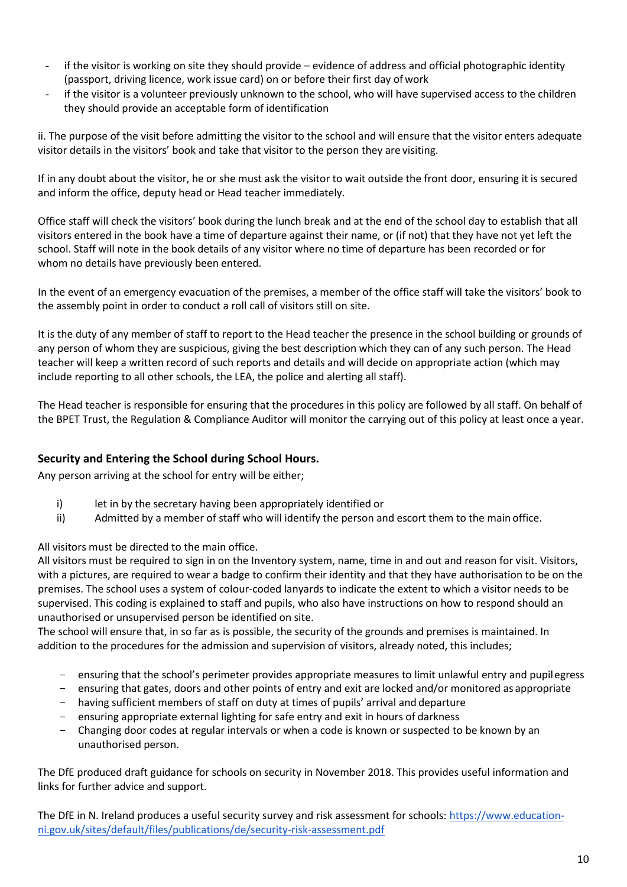- if the visitor is working on site they should provide – evidence of address and official photographic identity (passport, driving licence, work issue card) on or before their first day of work
- if the visitor is a volunteer previously unknown to the school, who will have supervised access to the children they should provide an acceptable form of identification

ii. The purpose of the visit before admitting the visitor to the school and will ensure that the visitor enters adequate visitor details in the visitors' book and take that visitor to the person they are visiting.

If in any doubt about the visitor, he or she must ask the visitor to wait outside the front door, ensuring it is secured and inform the office, deputy head or Head teacher immediately.

Office staff will check the visitors' book during the lunch break and at the end of the school day to establish that all visitors entered in the book have a time of departure against their name, or (if not) that they have not yet left the school. Staff will note in the book details of any visitor where no time of departure has been recorded or for whom no details have previously been entered.

In the event of an emergency evacuation of the premises, a member of the office staff will take the visitors' book to the assembly point in order to conduct a roll call of visitors still on site.

It is the duty of any member of staff to report to the Head teacher the presence in the school building or grounds of any person of whom they are suspicious, giving the best description which they can of any such person. The Head teacher will keep a written record of such reports and details and will decide on appropriate action (which may include reporting to all other schools, the LEA, the police and alerting all staff).

The Head teacher is responsible for ensuring that the procedures in this policy are followed by all staff. On behalf of the BPET Trust, the Regulation & Compliance Auditor will monitor the carrying out of this policy at least once a year.

### Security and Entering the School during School Hours.

Any person arriving at the school for entry will be either;

i) let in by the secretary having been appropriately identified or
ii) Admitted by a member of staff who will identify the person and escort them to the main office.

All visitors must be directed to the main office.
All visitors must be required to sign in on the Inventory system, name, time in and out and reason for visit. Visitors, with a pictures, are required to wear a badge to confirm their identity and that they have authorisation to be on the premises. The school uses a system of colour-coded lanyards to indicate the extent to which a visitor needs to be supervised. This coding is explained to staff and pupils, who also have instructions on how to respond should an unauthorised or unsupervised person be identified on site.
The school will ensure that, in so far as is possible, the security of the grounds and premises is maintained. In addition to the procedures for the admission and supervision of visitors, already noted, this includes;

- ensuring that the school's perimeter provides appropriate measures to limit unlawful entry and pupil egress
- ensuring that gates, doors and other points of entry and exit are locked and/or monitored as appropriate
- having sufficient members of staff on duty at times of pupils' arrival and departure
- ensuring appropriate external lighting for safe entry and exit in hours of darkness
- Changing door codes at regular intervals or when a code is known or suspected to be known by an unauthorised person.

The DfE produced draft guidance for schools on security in November 2018. This provides useful information and links for further advice and support.

The DfE in N. Ireland produces a useful security survey and risk assessment for schools: [https://www.education-ni.gov.uk/sites/default/files/publications/de/security-risk-assessment.pdf](https://www.education-ni.gov.uk/sites/default/files/publications/de/security-risk-assessment.pdf)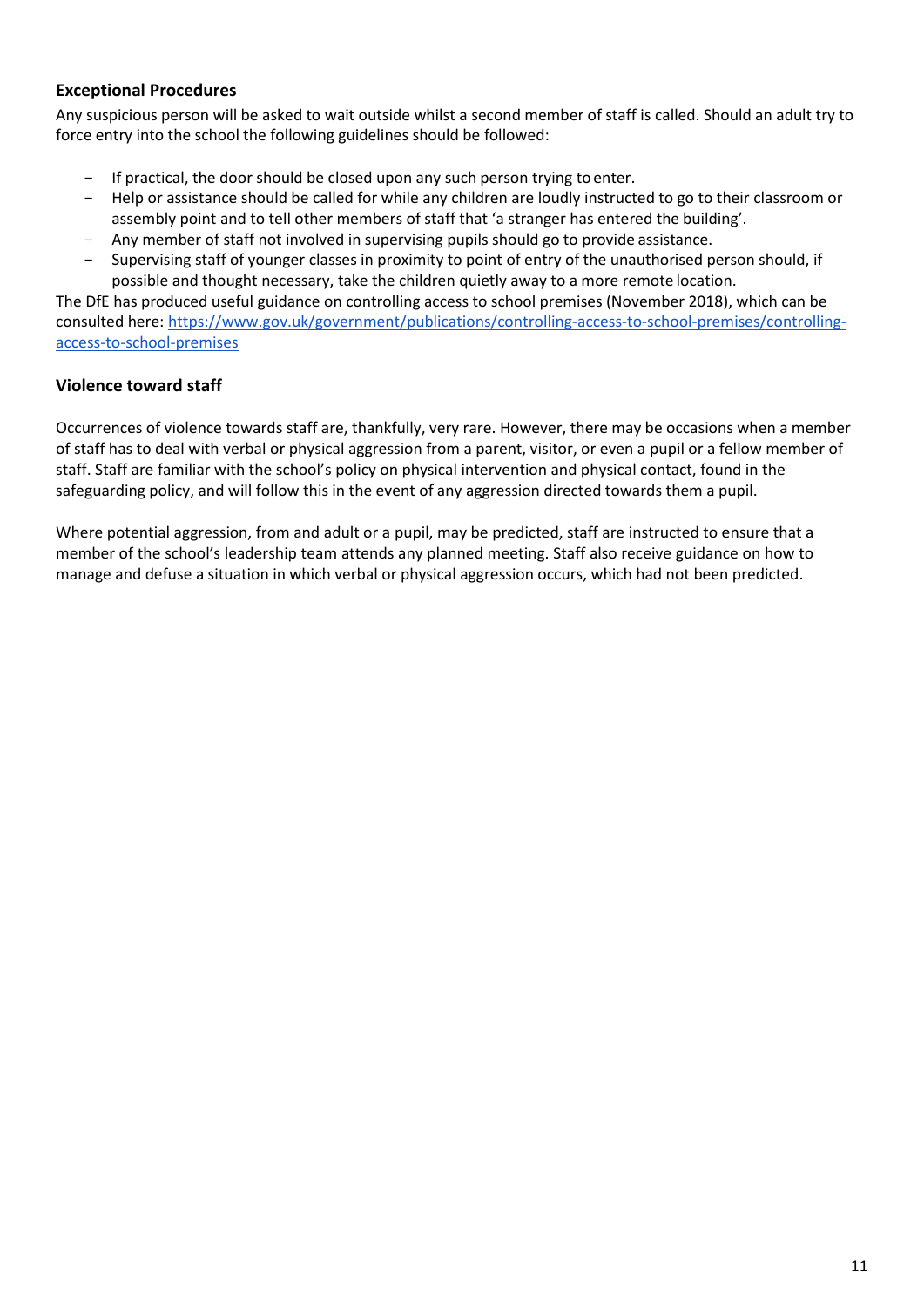### Exceptional Procedures

Any suspicious person will be asked to wait outside whilst a second member of staff is called. Should an adult try to force entry into the school the following guidelines should be followed:

- If practical, the door should be closed upon any such person trying to enter.
- Help or assistance should be called for while any children are loudly instructed to go to their classroom or assembly point and to tell other members of staff that 'a stranger has entered the building'.
- Any member of staff not involved in supervising pupils should go to provide assistance.
- Supervising staff of younger classes in proximity to point of entry of the unauthorised person should, if possible and thought necessary, take the children quietly away to a more remote location.

The DfE has produced useful guidance on controlling access to school premises (November 2018), which can be consulted here: [https://www.gov.uk/government/publications/controlling-access-to-school-premises/controlling-access-to-school-premises](https://www.gov.uk/government/publications/controlling-access-to-school-premises/controlling-access-to-school-premises)

### Violence toward staff

Occurrences of violence towards staff are, thankfully, very rare. However, there may be occasions when a member of staff has to deal with verbal or physical aggression from a parent, visitor, or even a pupil or a fellow member of staff. Staff are familiar with the school's policy on physical intervention and physical contact, found in the safeguarding policy, and will follow this in the event of any aggression directed towards them a pupil.

Where potential aggression, from and adult or a pupil, may be predicted, staff are instructed to ensure that a member of the school's leadership team attends any planned meeting. Staff also receive guidance on how to manage and defuse a situation in which verbal or physical aggression occurs, which had not been predicted.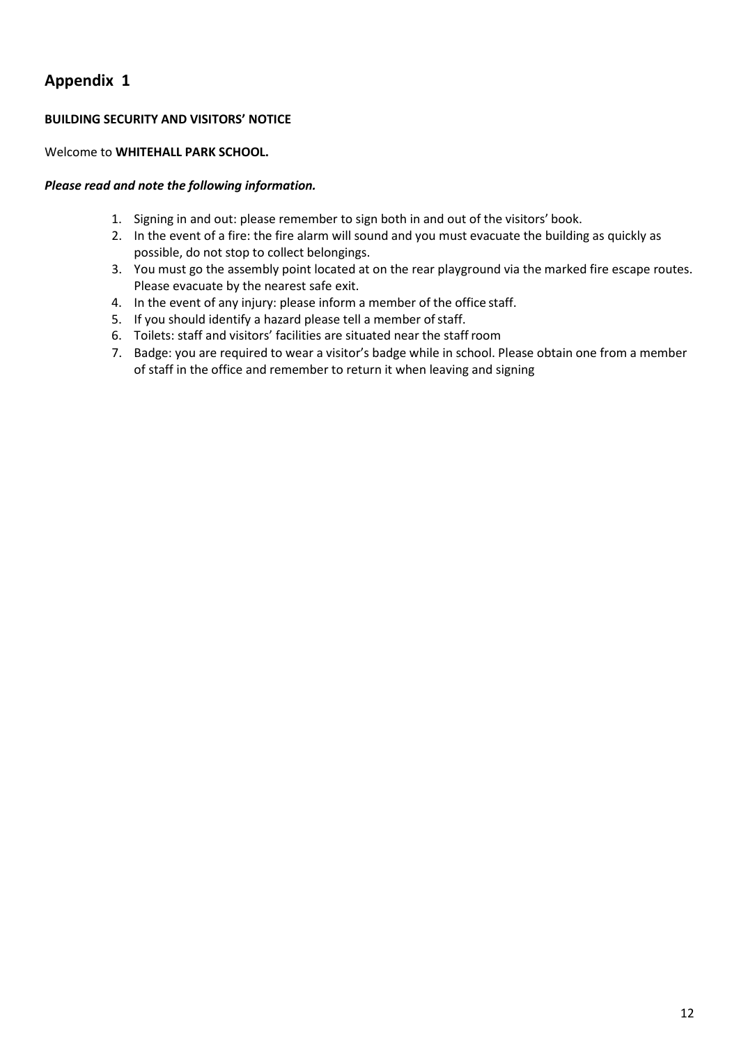# Appendix 1

**BUILDING SECURITY AND VISITORS' NOTICE**

Welcome to **WHITEHALL PARK SCHOOL.**

***Please read and note the following information.***

1. Signing in and out: please remember to sign both in and out of the visitors' book.
2. In the event of a fire: the fire alarm will sound and you must evacuate the building as quickly as possible, do not stop to collect belongings.
3. You must go the assembly point located at on the rear playground via the marked fire escape routes. Please evacuate by the nearest safe exit.
4. In the event of any injury: please inform a member of the office staff.
5. If you should identify a hazard please tell a member of staff.
6. Toilets: staff and visitors' facilities are situated near the staff room
7. Badge: you are required to wear a visitor's badge while in school. Please obtain one from a member of staff in the office and remember to return it when leaving and signing